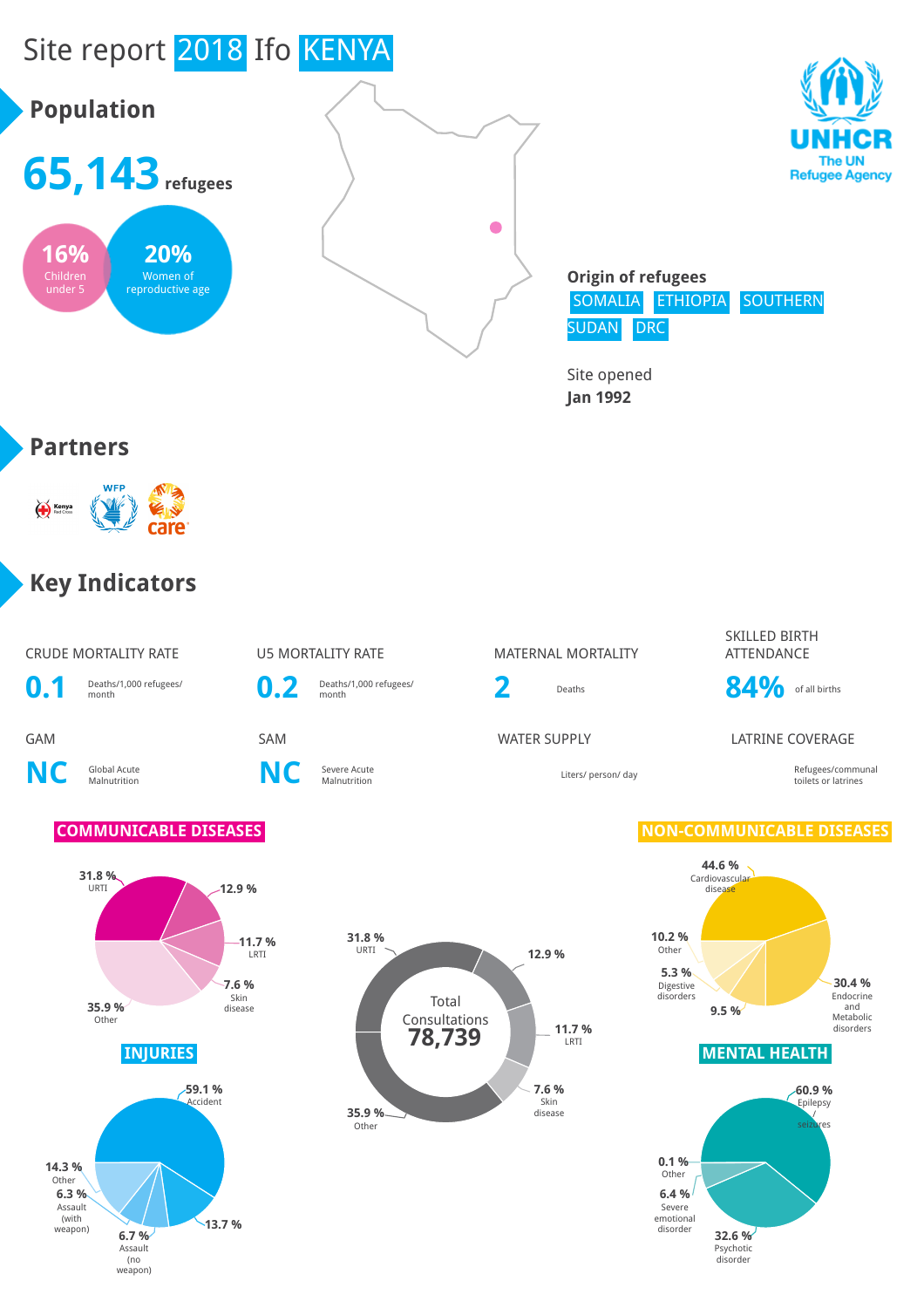# Site report 2018 Ifo KENYA

UNHCR
The UN Refugee Agency

## Population

**65,143** refugees

**16%** Children under 5

**20%** Women of reproductive age

**Origin of refugees**
SOMALIA ETHIOPIA SOUTHERN SUDAN DRC

Site opened
**Jan 1992**

## Partners

Kenya Red Cross, WFP, care

## Key Indicators

| CRUDE MORTALITY RATE | U5 MORTALITY RATE | MATERNAL MORTALITY | SKILLED BIRTH ATTENDANCE |
|---|---|---|---|
| **0.1** Deaths/1,000 refugees/ month | **0.2** Deaths/1,000 refugees/ month | **2** Deaths | **84%** of all births |

| GAM | SAM | WATER SUPPLY | LATRINE COVERAGE |
|---|---|---|---|
| **NC** Global Acute Malnutrition | **NC** Severe Acute Malnutrition | Liters/ person/ day | Refugees/communal toilets or latrines |

### COMMUNICABLE DISEASES

- 31.8 % URTI
- 12.9 %
- 11.7 % LRTI
- 7.6 % Skin disease
- 35.9 % Other

Total Consultations **78,739**

- 31.8 % URTI
- 12.9 %
- 11.7 % LRTI
- 7.6 % Skin disease
- 35.9 % Other

### NON-COMMUNICABLE DISEASES

- 44.6 % Cardiovascular disease
- 30.4 % Endocrine and Metabolic disorders
- 9.5 %
- 5.3 % Digestive disorders
- 10.2 % Other

### INJURIES

- 59.1 % Accident
- 13.7 %
- 6.7 % Assault (no weapon)
- 6.3 % Assault (with weapon)
- 14.3 % Other

### MENTAL HEALTH

- 60.9 % Epilepsy / seizures
- 32.6 % Psychotic disorder
- 6.4 % Severe emotional disorder
- 0.1 % Other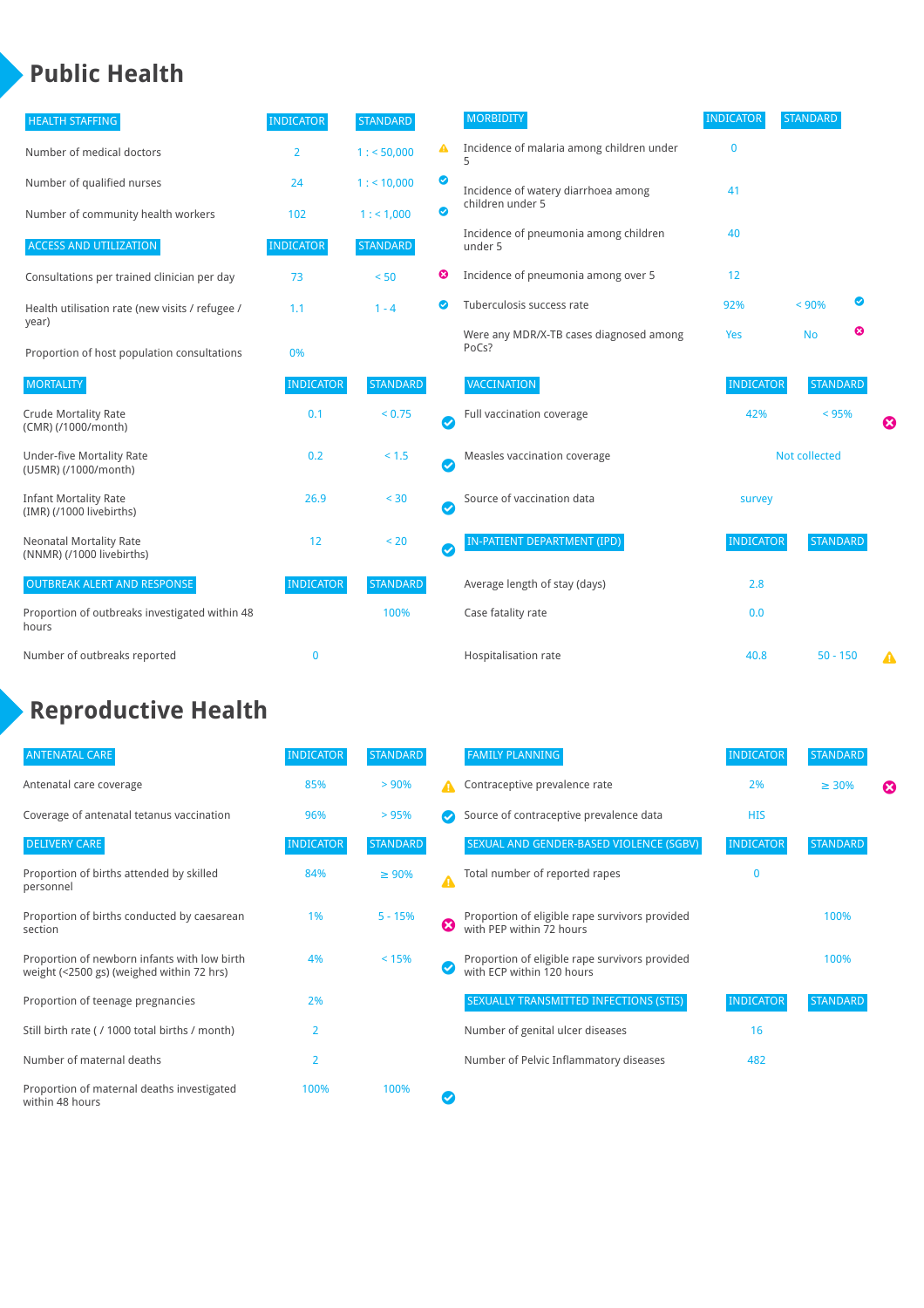# Public Health

| HEALTH STAFFING | INDICATOR | STANDARD | |
|---|---|---|---|
| Number of medical doctors | 2 | 1 : < 50,000 | ⚠ |
| Number of qualified nurses | 24 | 1 : < 10,000 | ✔ |
| Number of community health workers | 102 | 1 : < 1,000 | ✔ |

| ACCESS AND UTILIZATION | INDICATOR | STANDARD | |
|---|---|---|---|
| Consultations per trained clinician per day | 73 | < 50 | ✖ |
| Health utilisation rate (new visits / refugee / year) | 1.1 | 1 - 4 | ✔ |
| Proportion of host population consultations | 0% | | |

| MORTALITY | INDICATOR | STANDARD | |
|---|---|---|---|
| Crude Mortality Rate (CMR) (/1000/month) | 0.1 | < 0.75 | ✔ |
| Under-five Mortality Rate (U5MR) (/1000/month) | 0.2 | < 1.5 | ✔ |
| Infant Mortality Rate (IMR) (/1000 livebirths) | 26.9 | < 30 | ✔ |
| Neonatal Mortality Rate (NNMR) (/1000 livebirths) | 12 | < 20 | ✔ |

| OUTBREAK ALERT AND RESPONSE | INDICATOR | STANDARD |
|---|---|---|
| Proportion of outbreaks investigated within 48 hours | | 100% |
| Number of outbreaks reported | 0 | |

| MORBIDITY | INDICATOR | STANDARD | |
|---|---|---|---|
| Incidence of malaria among children under 5 | 0 | | |
| Incidence of watery diarrhoea among children under 5 | 41 | | |
| Incidence of pneumonia among children under 5 | 40 | | |
| Incidence of pneumonia among over 5 | 12 | | |
| Tuberculosis success rate | 92% | < 90% | ✔ |
| Were any MDR/X-TB cases diagnosed among PoCs? | Yes | No | ✖ |

| VACCINATION | INDICATOR | STANDARD | |
|---|---|---|---|
| Full vaccination coverage | 42% | < 95% | ✖ |
| Measles vaccination coverage | Not collected | | |
| Source of vaccination data | survey | | |

| IN-PATIENT DEPARTMENT (IPD) | INDICATOR | STANDARD | |
|---|---|---|---|
| Average length of stay (days) | 2.8 | | |
| Case fatality rate | 0.0 | | |
| Hospitalisation rate | 40.8 | 50 - 150 | ⚠ |

# Reproductive Health

| ANTENATAL CARE | INDICATOR | STANDARD | |
|---|---|---|---|
| Antenatal care coverage | 85% | > 90% | ⚠ |
| Coverage of antenatal tetanus vaccination | 96% | > 95% | ✔ |

| DELIVERY CARE | INDICATOR | STANDARD | |
|---|---|---|---|
| Proportion of births attended by skilled personnel | 84% | ≥ 90% | ⚠ |
| Proportion of births conducted by caesarean section | 1% | 5 - 15% | ✖ |
| Proportion of newborn infants with low birth weight (<2500 gs) (weighed within 72 hrs) | 4% | < 15% | ✔ |
| Proportion of teenage pregnancies | 2% | | |
| Still birth rate ( / 1000 total births / month) | 2 | | |
| Number of maternal deaths | 2 | | |
| Proportion of maternal deaths investigated within 48 hours | 100% | 100% | ✔ |

| FAMILY PLANNING | INDICATOR | STANDARD | |
|---|---|---|---|
| Contraceptive prevalence rate | 2% | ≥ 30% | ✖ |
| Source of contraceptive prevalence data | HIS | | |

| SEXUAL AND GENDER-BASED VIOLENCE (SGBV) | INDICATOR | STANDARD |
|---|---|---|
| Total number of reported rapes | 0 | |
| Proportion of eligible rape survivors provided with PEP within 72 hours | | 100% |
| Proportion of eligible rape survivors provided with ECP within 120 hours | | 100% |

| SEXUALLY TRANSMITTED INFECTIONS (STIS) | INDICATOR | STANDARD |
|---|---|---|
| Number of genital ulcer diseases | 16 | |
| Number of Pelvic Inflammatory diseases | 482 | |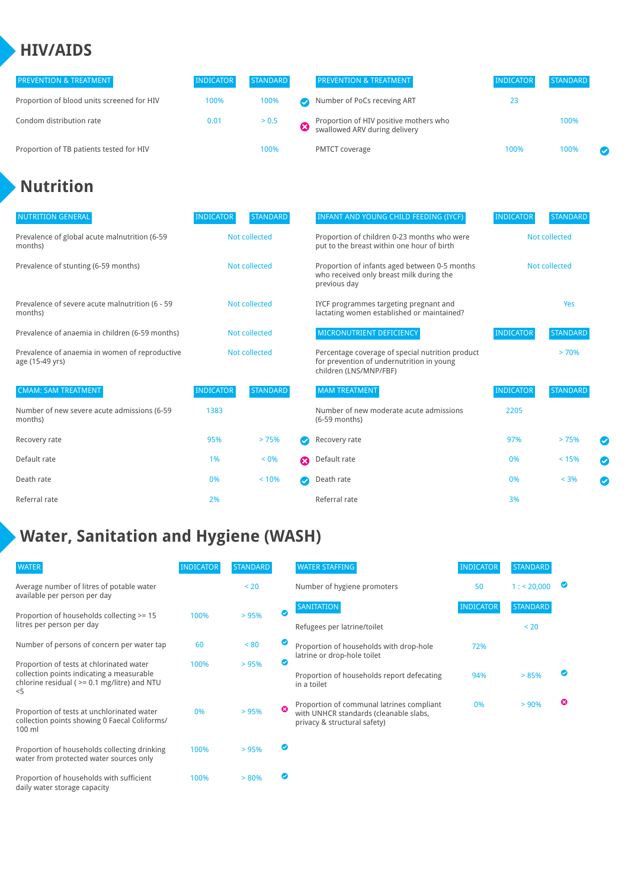# HIV/AIDS

| PREVENTION & TREATMENT | INDICATOR | STANDARD | |
|---|---|---|---|
| Proportion of blood units screened for HIV | 100% | 100% | ✔ |
| Condom distribution rate | 0.01 | > 0.5 | ✖ |
| Proportion of TB patients tested for HIV | | 100% | |

| PREVENTION & TREATMENT | INDICATOR | STANDARD | |
|---|---|---|---|
| Number of PoCs receving ART | 23 | | |
| Proportion of HIV positive mothers who swallowed ARV during delivery | | 100% | |
| PMTCT coverage | 100% | 100% | ✔ |

# Nutrition

| NUTRITION GENERAL | INDICATOR | STANDARD |
|---|---|---|
| Prevalence of global acute malnutrition (6-59 months) | Not collected | |
| Prevalence of stunting (6-59 months) | Not collected | |
| Prevalence of severe acute malnutrition (6 - 59 months) | Not collected | |
| Prevalence of anaemia in children (6-59 months) | Not collected | |
| Prevalence of anaemia in women of reproductive age (15-49 yrs) | Not collected | |

| INFANT AND YOUNG CHILD FEEDING (IYCF) | INDICATOR | STANDARD |
|---|---|---|
| Proportion of children 0-23 months who were put to the breast within one hour of birth | Not collected | |
| Proportion of infants aged between 0-5 months who received only breast milk during the previous day | Not collected | |
| IYCF programmes targeting pregnant and lactating women established or maintained? | | Yes |

| MICRONUTRIENT DEFICIENCY | INDICATOR | STANDARD |
|---|---|---|
| Percentage coverage of special nutrition product for prevention of undernutrition in young children (LNS/MNP/FBF) | | > 70% |

| CMAM: SAM TREATMENT | INDICATOR | STANDARD | |
|---|---|---|---|
| Number of new severe acute admissions (6-59 months) | 1383 | | |
| Recovery rate | 95% | > 75% | ✔ |
| Default rate | 1% | < 0% | ✖ |
| Death rate | 0% | < 10% | ✔ |
| Referral rate | 2% | | |

| MAM TREATMENT | INDICATOR | STANDARD | |
|---|---|---|---|
| Number of new moderate acute admissions (6-59 months) | 2205 | | |
| Recovery rate | 97% | > 75% | ✔ |
| Default rate | 0% | < 15% | ✔ |
| Death rate | 0% | < 3% | ✔ |
| Referral rate | 3% | | |

# Water, Sanitation and Hygiene (WASH)

| WATER | INDICATOR | STANDARD | |
|---|---|---|---|
| Average number of litres of potable water available per person per day | | < 20 | |
| Proportion of households collecting >= 15 litres per person per day | 100% | > 95% | ✔ |
| Number of persons of concern per water tap | 60 | < 80 | ✔ |
| Proportion of tests at chlorinated water collection points indicating a measurable chlorine residual ( >= 0.1 mg/litre) and NTU <5 | 100% | > 95% | ✔ |
| Proportion of tests at unchlorinated water collection points showing 0 Faecal Coliforms/100 ml | 0% | > 95% | ✖ |
| Proportion of households collecting drinking water from protected water sources only | 100% | > 95% | ✔ |
| Proportion of households with sufficient daily water storage capacity | 100% | > 80% | ✔ |

| WATER STAFFING | INDICATOR | STANDARD | |
|---|---|---|---|
| Number of hygiene promoters | 50 | 1 : < 20,000 | ✔ |

| SANITATION | INDICATOR | STANDARD | |
|---|---|---|---|
| Refugees per latrine/toilet | | < 20 | |
| Proportion of households with drop-hole latrine or drop-hole toilet | 72% | | |
| Proportion of households report defecating in a toilet | 94% | > 85% | ✔ |
| Proportion of communal latrines compliant with UNHCR standards (cleanable slabs, privacy & structural safety) | 0% | > 90% | ✖ |